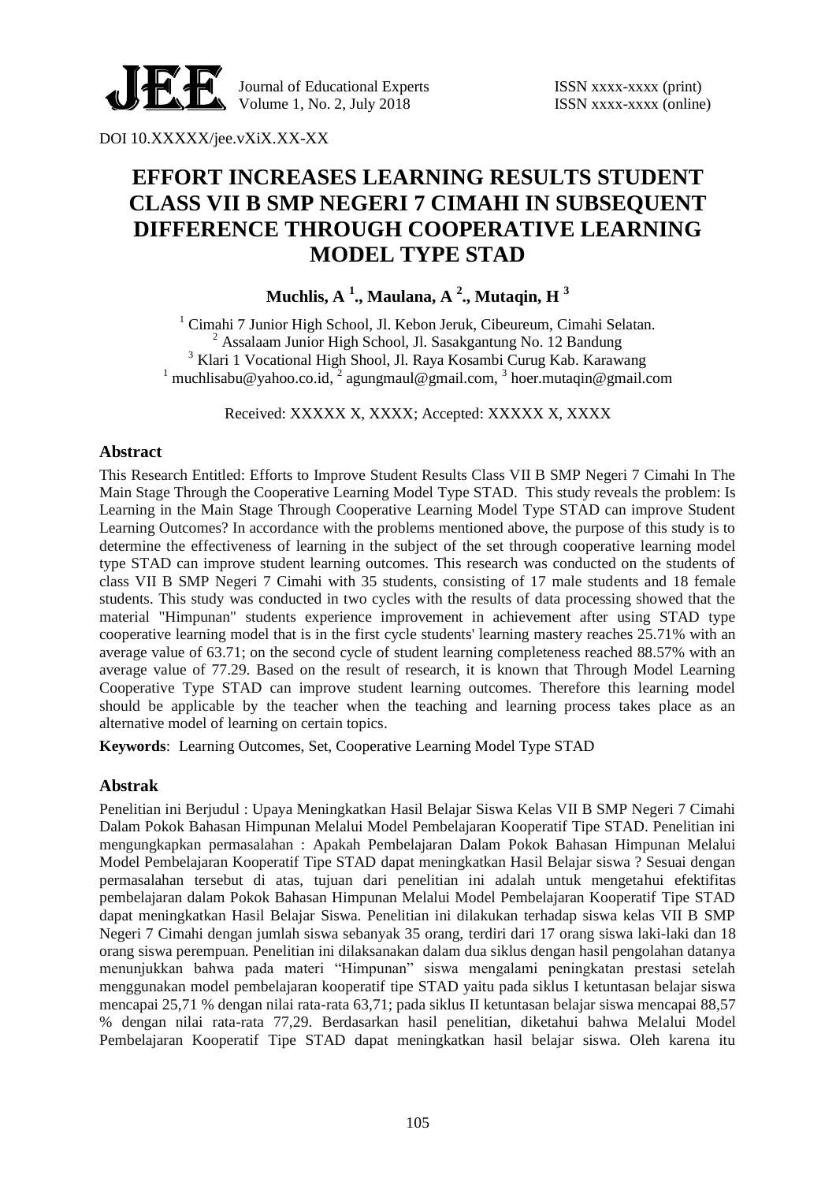DOI 10.XXXXX/jee.vXiX.XX-XX

# EFFORT INCREASES LEARNING RESULTS STUDENT CLASS VII B SMP NEGERI 7 CIMAHI IN SUBSEQUENT DIFFERENCE THROUGH COOPERATIVE LEARNING MODEL TYPE STAD

**Muchlis, A [1]., Maulana, A [2]., Mutaqin, H [3]**

[1] Cimahi 7 Junior High School, Jl. Kebon Jeruk, Cibeureum, Cimahi Selatan.
[2] Assalaam Junior High School, Jl. Sasakgantung No. 12 Bandung
[3] Klari 1 Vocational High Shool, Jl. Raya Kosambi Curug Kab. Karawang
[1] muchlisabu@yahoo.co.id, [2] agungmaul@gmail.com, [3] hoer.mutaqin@gmail.com

Received: XXXXX X, XXXX; Accepted: XXXXX X, XXXX

## Abstract

This Research Entitled: Efforts to Improve Student Results Class VII B SMP Negeri 7 Cimahi In The Main Stage Through the Cooperative Learning Model Type STAD. This study reveals the problem: Is Learning in the Main Stage Through Cooperative Learning Model Type STAD can improve Student Learning Outcomes? In accordance with the problems mentioned above, the purpose of this study is to determine the effectiveness of learning in the subject of the set through cooperative learning model type STAD can improve student learning outcomes. This research was conducted on the students of class VII B SMP Negeri 7 Cimahi with 35 students, consisting of 17 male students and 18 female students. This study was conducted in two cycles with the results of data processing showed that the material "Himpunan" students experience improvement in achievement after using STAD type cooperative learning model that is in the first cycle students' learning mastery reaches 25.71% with an average value of 63.71; on the second cycle of student learning completeness reached 88.57% with an average value of 77.29. Based on the result of research, it is known that Through Model Learning Cooperative Type STAD can improve student learning outcomes. Therefore this learning model should be applicable by the teacher when the teaching and learning process takes place as an alternative model of learning on certain topics.

**Keywords**: Learning Outcomes, Set, Cooperative Learning Model Type STAD

## Abstrak

Penelitian ini Berjudul : Upaya Meningkatkan Hasil Belajar Siswa Kelas VII B SMP Negeri 7 Cimahi Dalam Pokok Bahasan Himpunan Melalui Model Pembelajaran Kooperatif Tipe STAD. Penelitian ini mengungkapkan permasalahan : Apakah Pembelajaran Dalam Pokok Bahasan Himpunan Melalui Model Pembelajaran Kooperatif Tipe STAD dapat meningkatkan Hasil Belajar siswa ? Sesuai dengan permasalahan tersebut di atas, tujuan dari penelitian ini adalah untuk mengetahui efektifitas pembelajaran dalam Pokok Bahasan Himpunan Melalui Model Pembelajaran Kooperatif Tipe STAD dapat meningkatkan Hasil Belajar Siswa. Penelitian ini dilakukan terhadap siswa kelas VII B SMP Negeri 7 Cimahi dengan jumlah siswa sebanyak 35 orang, terdiri dari 17 orang siswa laki-laki dan 18 orang siswa perempuan. Penelitian ini dilaksanakan dalam dua siklus dengan hasil pengolahan datanya menunjukkan bahwa pada materi "Himpunan" siswa mengalami peningkatan prestasi setelah menggunakan model pembelajaran kooperatif tipe STAD yaitu pada siklus I ketuntasan belajar siswa mencapai 25,71 % dengan nilai rata-rata 63,71; pada siklus II ketuntasan belajar siswa mencapai 88,57 % dengan nilai rata-rata 77,29. Berdasarkan hasil penelitian, diketahui bahwa Melalui Model Pembelajaran Kooperatif Tipe STAD dapat meningkatkan hasil belajar siswa. Oleh karena itu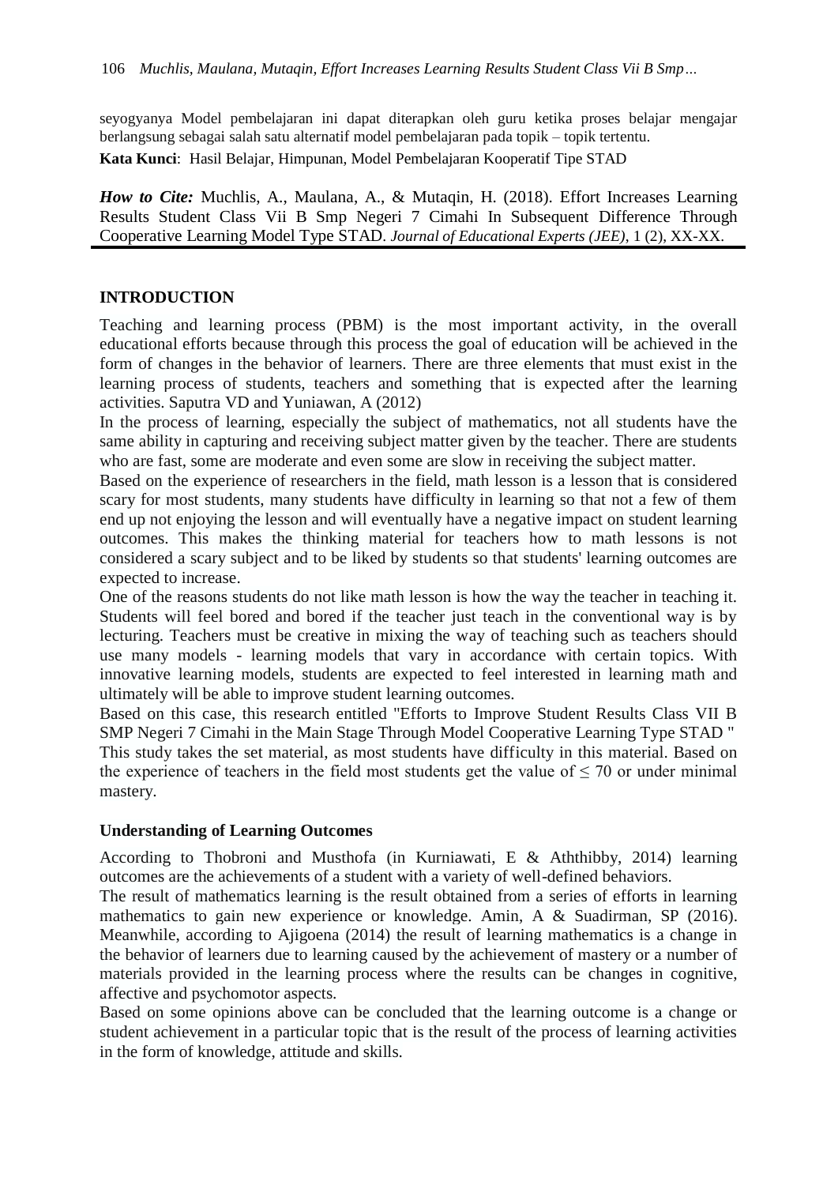seyogyanya Model pembelajaran ini dapat diterapkan oleh guru ketika proses belajar mengajar berlangsung sebagai salah satu alternatif model pembelajaran pada topik – topik tertentu.

**Kata Kunci**: Hasil Belajar, Himpunan, Model Pembelajaran Kooperatif Tipe STAD

***How to Cite:*** Muchlis, A., Maulana, A., & Mutaqin, H. (2018). Effort Increases Learning Results Student Class Vii B Smp Negeri 7 Cimahi In Subsequent Difference Through Cooperative Learning Model Type STAD. *Journal of Educational Experts (JEE)*, 1 (2), XX-XX.

## INTRODUCTION

Teaching and learning process (PBM) is the most important activity, in the overall educational efforts because through this process the goal of education will be achieved in the form of changes in the behavior of learners. There are three elements that must exist in the learning process of students, teachers and something that is expected after the learning activities. Saputra VD and Yuniawan, A (2012)

In the process of learning, especially the subject of mathematics, not all students have the same ability in capturing and receiving subject matter given by the teacher. There are students who are fast, some are moderate and even some are slow in receiving the subject matter.

Based on the experience of researchers in the field, math lesson is a lesson that is considered scary for most students, many students have difficulty in learning so that not a few of them end up not enjoying the lesson and will eventually have a negative impact on student learning outcomes. This makes the thinking material for teachers how to math lessons is not considered a scary subject and to be liked by students so that students' learning outcomes are expected to increase.

One of the reasons students do not like math lesson is how the way the teacher in teaching it. Students will feel bored and bored if the teacher just teach in the conventional way is by lecturing. Teachers must be creative in mixing the way of teaching such as teachers should use many models - learning models that vary in accordance with certain topics. With innovative learning models, students are expected to feel interested in learning math and ultimately will be able to improve student learning outcomes.

Based on this case, this research entitled "Efforts to Improve Student Results Class VII B SMP Negeri 7 Cimahi in the Main Stage Through Model Cooperative Learning Type STAD "

This study takes the set material, as most students have difficulty in this material. Based on the experience of teachers in the field most students get the value of $\leq 70$ or under minimal mastery.

### Understanding of Learning Outcomes

According to Thobroni and Musthofa (in Kurniawati, E & Aththibby, 2014) learning outcomes are the achievements of a student with a variety of well-defined behaviors.

The result of mathematics learning is the result obtained from a series of efforts in learning mathematics to gain new experience or knowledge. Amin, A & Suadirman, SP (2016). Meanwhile, according to Ajigoena (2014) the result of learning mathematics is a change in the behavior of learners due to learning caused by the achievement of mastery or a number of materials provided in the learning process where the results can be changes in cognitive, affective and psychomotor aspects.

Based on some opinions above can be concluded that the learning outcome is a change or student achievement in a particular topic that is the result of the process of learning activities in the form of knowledge, attitude and skills.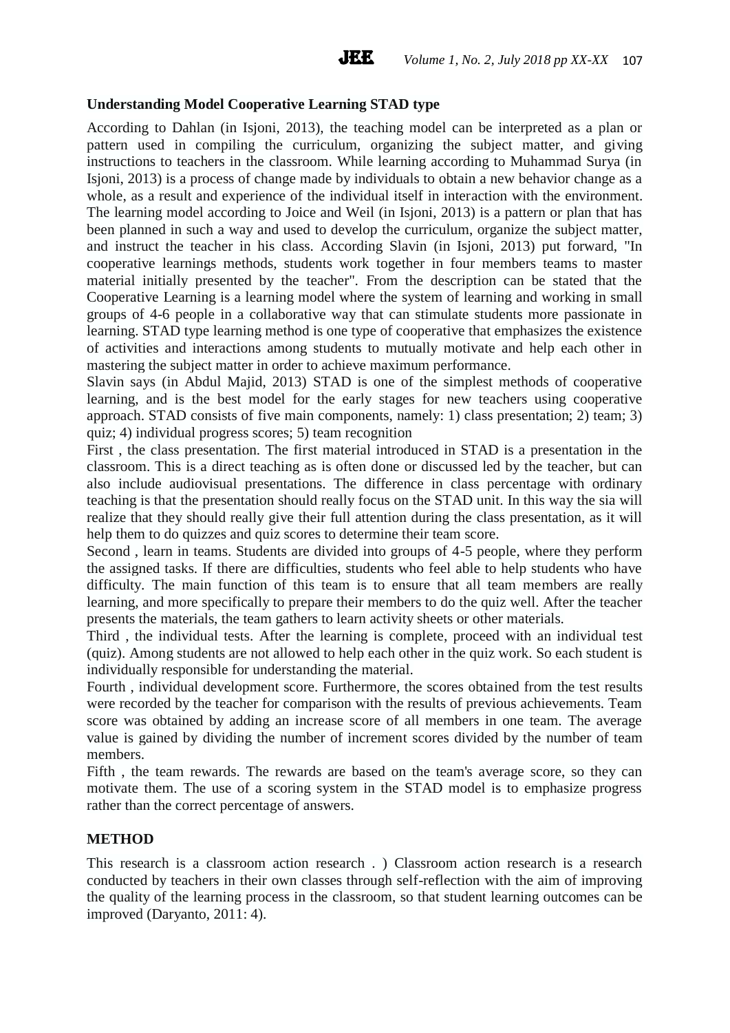**Understanding Model Cooperative Learning STAD type**

According to Dahlan (in Isjoni, 2013), the teaching model can be interpreted as a plan or pattern used in compiling the curriculum, organizing the subject matter, and giving instructions to teachers in the classroom. While learning according to Muhammad Surya (in Isjoni, 2013) is a process of change made by individuals to obtain a new behavior change as a whole, as a result and experience of the individual itself in interaction with the environment. The learning model according to Joice and Weil (in Isjoni, 2013) is a pattern or plan that has been planned in such a way and used to develop the curriculum, organize the subject matter, and instruct the teacher in his class. According Slavin (in Isjoni, 2013) put forward, "In cooperative learnings methods, students work together in four members teams to master material initially presented by the teacher". From the description can be stated that the Cooperative Learning is a learning model where the system of learning and working in small groups of 4-6 people in a collaborative way that can stimulate students more passionate in learning. STAD type learning method is one type of cooperative that emphasizes the existence of activities and interactions among students to mutually motivate and help each other in mastering the subject matter in order to achieve maximum performance.

Slavin says (in Abdul Majid, 2013) STAD is one of the simplest methods of cooperative learning, and is the best model for the early stages for new teachers using cooperative approach. STAD consists of five main components, namely: 1) class presentation; 2) team; 3) quiz; 4) individual progress scores; 5) team recognition

First , the class presentation. The first material introduced in STAD is a presentation in the classroom. This is a direct teaching as is often done or discussed led by the teacher, but can also include audiovisual presentations. The difference in class percentage with ordinary teaching is that the presentation should really focus on the STAD unit. In this way the sia will realize that they should really give their full attention during the class presentation, as it will help them to do quizzes and quiz scores to determine their team score.

Second , learn in teams. Students are divided into groups of 4-5 people, where they perform the assigned tasks. If there are difficulties, students who feel able to help students who have difficulty. The main function of this team is to ensure that all team members are really learning, and more specifically to prepare their members to do the quiz well. After the teacher presents the materials, the team gathers to learn activity sheets or other materials.

Third , the individual tests. After the learning is complete, proceed with an individual test (quiz). Among students are not allowed to help each other in the quiz work. So each student is individually responsible for understanding the material.

Fourth , individual development score. Furthermore, the scores obtained from the test results were recorded by the teacher for comparison with the results of previous achievements. Team score was obtained by adding an increase score of all members in one team. The average value is gained by dividing the number of increment scores divided by the number of team members.

Fifth , the team rewards. The rewards are based on the team's average score, so they can motivate them. The use of a scoring system in the STAD model is to emphasize progress rather than the correct percentage of answers.

**METHOD**

This research is a classroom action research . ) Classroom action research is a research conducted by teachers in their own classes through self-reflection with the aim of improving the quality of the learning process in the classroom, so that student learning outcomes can be improved (Daryanto, 2011: 4).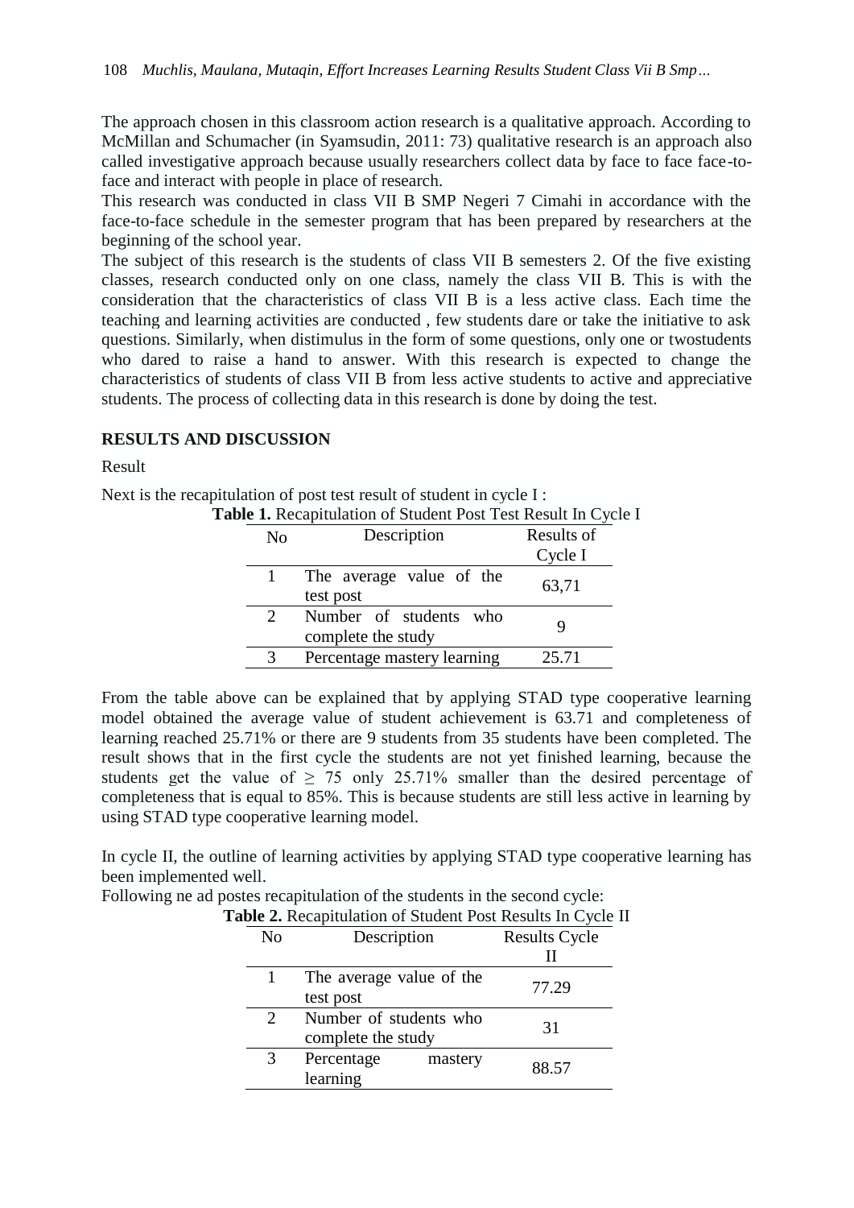The approach chosen in this classroom action research is a qualitative approach. According to McMillan and Schumacher (in Syamsudin, 2011: 73) qualitative research is an approach also called investigative approach because usually researchers collect data by face to face face-to-face and interact with people in place of research.

This research was conducted in class VII B SMP Negeri 7 Cimahi in accordance with the face-to-face schedule in the semester program that has been prepared by researchers at the beginning of the school year.

The subject of this research is the students of class VII B semesters 2. Of the five existing classes, research conducted only on one class, namely the class VII B. This is with the consideration that the characteristics of class VII B is a less active class. Each time the teaching and learning activities are conducted , few students dare or take the initiative to ask questions. Similarly, when distimulus in the form of some questions, only one or twostudents who dared to raise a hand to answer. With this research is expected to change the characteristics of students of class VII B from less active students to active and appreciative students. The process of collecting data in this research is done by doing the test.

## RESULTS AND DISCUSSION

Result

Next is the recapitulation of post test result of student in cycle I :

**Table 1.** Recapitulation of Student Post Test Result In Cycle I

| No | Description | Results of Cycle I |
|---|---|---|
| 1 | The average value of the test post | 63,71 |
| 2 | Number of students who complete the study | 9 |
| 3 | Percentage mastery learning | 25.71 |

From the table above can be explained that by applying STAD type cooperative learning model obtained the average value of student achievement is 63.71 and completeness of learning reached 25.71% or there are 9 students from 35 students have been completed. The result shows that in the first cycle the students are not yet finished learning, because the students get the value of $\geq$ 75 only 25.71% smaller than the desired percentage of completeness that is equal to 85%. This is because students are still less active in learning by using STAD type cooperative learning model.

In cycle II, the outline of learning activities by applying STAD type cooperative learning has been implemented well.

Following ne ad postes recapitulation of the students in the second cycle:

**Table 2.** Recapitulation of Student Post Results In Cycle II

| No | Description | Results Cycle II |
|---|---|---|
| 1 | The average value of the test post | 77.29 |
| 2 | Number of students who complete the study | 31 |
| 3 | Percentage mastery learning | 88.57 |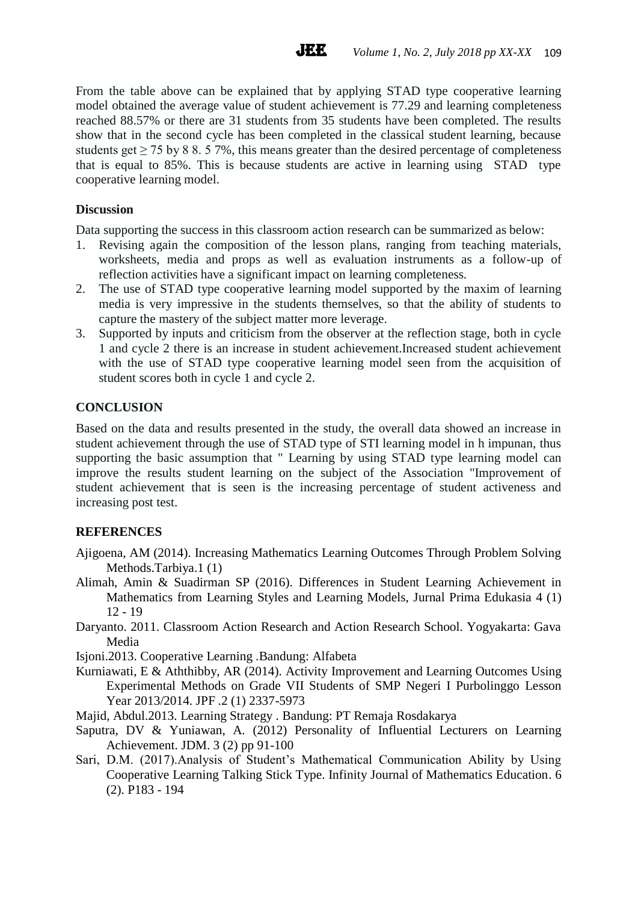From the table above can be explained that by applying STAD type cooperative learning model obtained the average value of student achievement is 77.29 and learning completeness reached 88.57% or there are 31 students from 35 students have been completed. The results show that in the second cycle has been completed in the classical student learning, because students get ≥ 75 by 8 8. 5 7%, this means greater than the desired percentage of completeness that is equal to 85%. This is because students are active in learning using STAD type cooperative learning model.

**Discussion**

Data supporting the success in this classroom action research can be summarized as below:

1. Revising again the composition of the lesson plans, ranging from teaching materials, worksheets, media and props as well as evaluation instruments as a follow-up of reflection activities have a significant impact on learning completeness.
2. The use of STAD type cooperative learning model supported by the maxim of learning media is very impressive in the students themselves, so that the ability of students to capture the mastery of the subject matter more leverage.
3. Supported by inputs and criticism from the observer at the reflection stage, both in cycle 1 and cycle 2 there is an increase in student achievement.Increased student achievement with the use of STAD type cooperative learning model seen from the acquisition of student scores both in cycle 1 and cycle 2.

## CONCLUSION

Based on the data and results presented in the study, the overall data showed an increase in student achievement through the use of STAD type of STI learning model in h impunan, thus supporting the basic assumption that " Learning by using STAD type learning model can improve the results student learning on the subject of the Association "Improvement of student achievement that is seen is the increasing percentage of student activeness and increasing post test.

## REFERENCES

Ajigoena, AM (2014). Increasing Mathematics Learning Outcomes Through Problem Solving Methods.Tarbiya.1 (1)

Alimah, Amin & Suadirman SP (2016). Differences in Student Learning Achievement in Mathematics from Learning Styles and Learning Models, Jurnal Prima Edukasia 4 (1) 12 - 19

Daryanto. 2011. Classroom Action Research and Action Research School. Yogyakarta: Gava Media

Isjoni.2013. Cooperative Learning .Bandung: Alfabeta

Kurniawati, E & Aththibby, AR (2014). Activity Improvement and Learning Outcomes Using Experimental Methods on Grade VII Students of SMP Negeri I Purbolinggo Lesson Year 2013/2014. JPF .2 (1) 2337-5973

Majid, Abdul.2013. Learning Strategy . Bandung: PT Remaja Rosdakarya

Saputra, DV & Yuniawan, A. (2012) Personality of Influential Lecturers on Learning Achievement. JDM. 3 (2) pp 91-100

Sari, D.M. (2017).Analysis of Student's Mathematical Communication Ability by Using Cooperative Learning Talking Stick Type. Infinity Journal of Mathematics Education. 6 (2). P183 - 194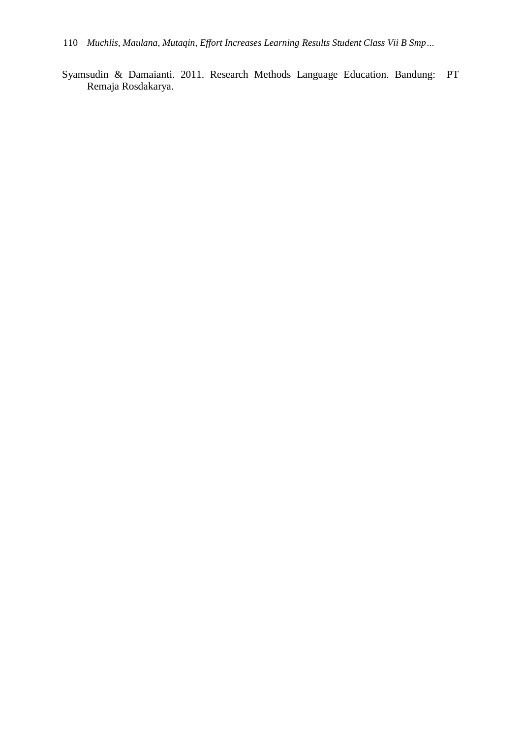Syamsudin & Damaianti. 2011. Research Methods Language Education. Bandung: PT Remaja Rosdakarya.